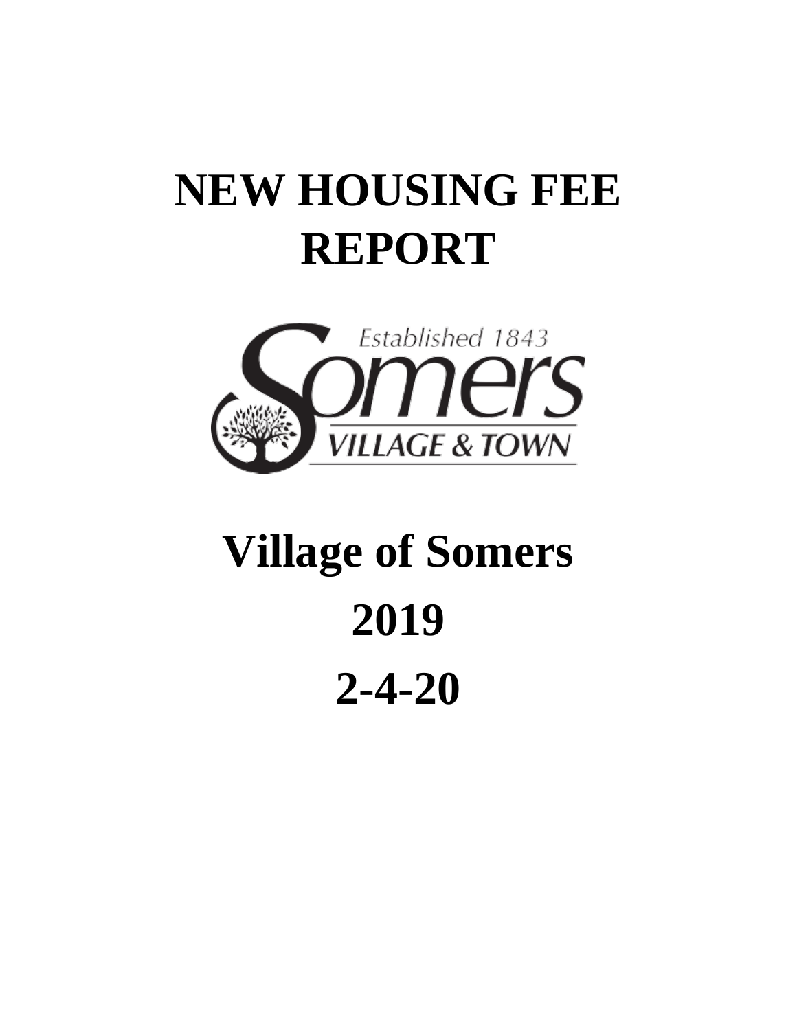# NEW HOUSING FEE REPORT

Established 1843

Somers

VILLAGE & TOWN

## Village of Somers

## 2019

## 2-4-20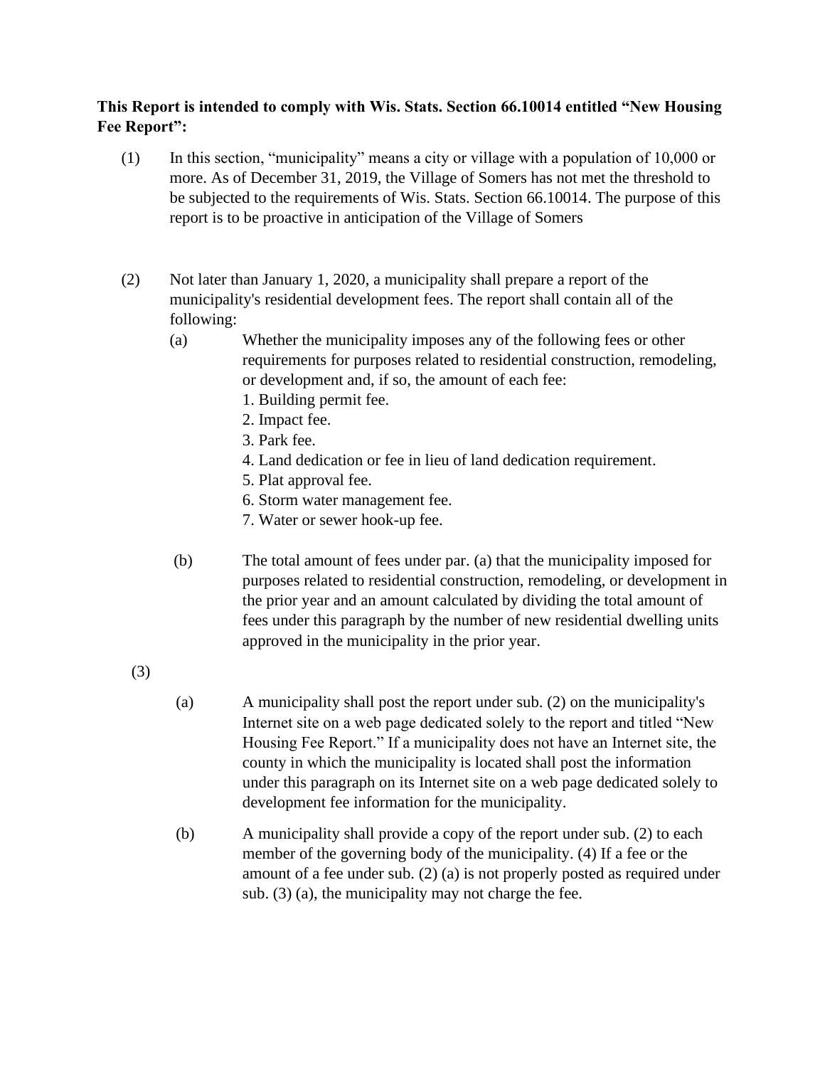**This Report is intended to comply with Wis. Stats. Section 66.10014 entitled "New Housing Fee Report":**

(1) In this section, "municipality" means a city or village with a population of 10,000 or more. As of December 31, 2019, the Village of Somers has not met the threshold to be subjected to the requirements of Wis. Stats. Section 66.10014. The purpose of this report is to be proactive in anticipation of the Village of Somers

(2) Not later than January 1, 2020, a municipality shall prepare a report of the municipality's residential development fees. The report shall contain all of the following:

(a) Whether the municipality imposes any of the following fees or other requirements for purposes related to residential construction, remodeling, or development and, if so, the amount of each fee:

1. Building permit fee.
2. Impact fee.
3. Park fee.
4. Land dedication or fee in lieu of land dedication requirement.
5. Plat approval fee.
6. Storm water management fee.
7. Water or sewer hook-up fee.

(b) The total amount of fees under par. (a) that the municipality imposed for purposes related to residential construction, remodeling, or development in the prior year and an amount calculated by dividing the total amount of fees under this paragraph by the number of new residential dwelling units approved in the municipality in the prior year.

(3)

(a) A municipality shall post the report under sub. (2) on the municipality's Internet site on a web page dedicated solely to the report and titled "New Housing Fee Report." If a municipality does not have an Internet site, the county in which the municipality is located shall post the information under this paragraph on its Internet site on a web page dedicated solely to development fee information for the municipality.

(b) A municipality shall provide a copy of the report under sub. (2) to each member of the governing body of the municipality. (4) If a fee or the amount of a fee under sub. (2) (a) is not properly posted as required under sub. (3) (a), the municipality may not charge the fee.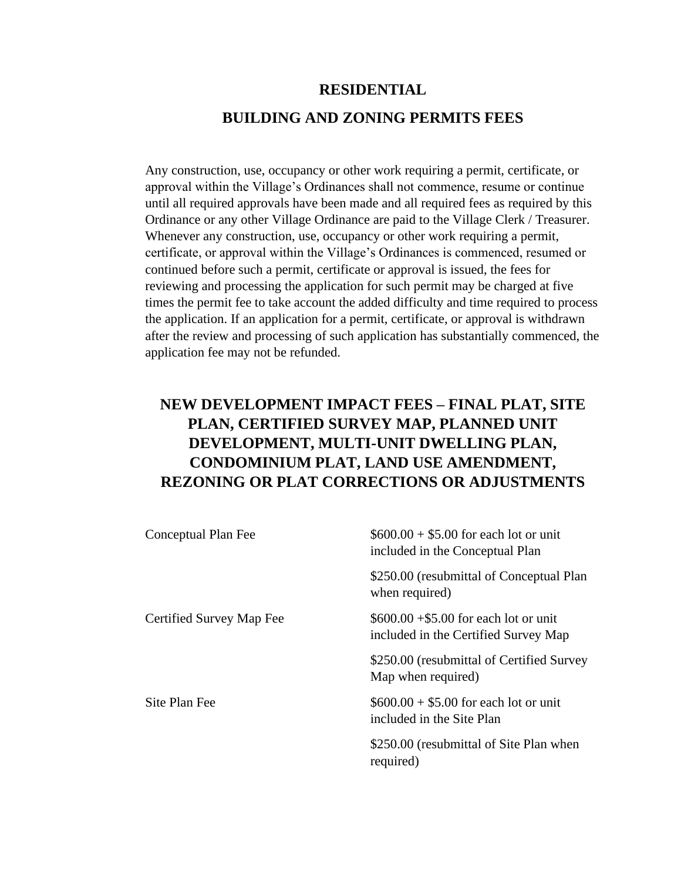# RESIDENTIAL

# BUILDING AND ZONING PERMITS FEES

Any construction, use, occupancy or other work requiring a permit, certificate, or approval within the Village's Ordinances shall not commence, resume or continue until all required approvals have been made and all required fees as required by this Ordinance or any other Village Ordinance are paid to the Village Clerk / Treasurer. Whenever any construction, use, occupancy or other work requiring a permit, certificate, or approval within the Village's Ordinances is commenced, resumed or continued before such a permit, certificate or approval is issued, the fees for reviewing and processing the application for such permit may be charged at five times the permit fee to take account the added difficulty and time required to process the application. If an application for a permit, certificate, or approval is withdrawn after the review and processing of such application has substantially commenced, the application fee may not be refunded.

## NEW DEVELOPMENT IMPACT FEES – FINAL PLAT, SITE PLAN, CERTIFIED SURVEY MAP, PLANNED UNIT DEVELOPMENT, MULTI-UNIT DWELLING PLAN, CONDOMINIUM PLAT, LAND USE AMENDMENT, REZONING OR PLAT CORRECTIONS OR ADJUSTMENTS

| | |
|---|---|
| Conceptual Plan Fee | $600.00 + $5.00 for each lot or unit included in the Conceptual Plan |
| | $250.00 (resubmittal of Conceptual Plan when required) |
| Certified Survey Map Fee | $600.00 +$5.00 for each lot or unit included in the Certified Survey Map |
| | $250.00 (resubmittal of Certified Survey Map when required) |
| Site Plan Fee | $600.00 + $5.00 for each lot or unit included in the Site Plan |
| | $250.00 (resubmittal of Site Plan when required) |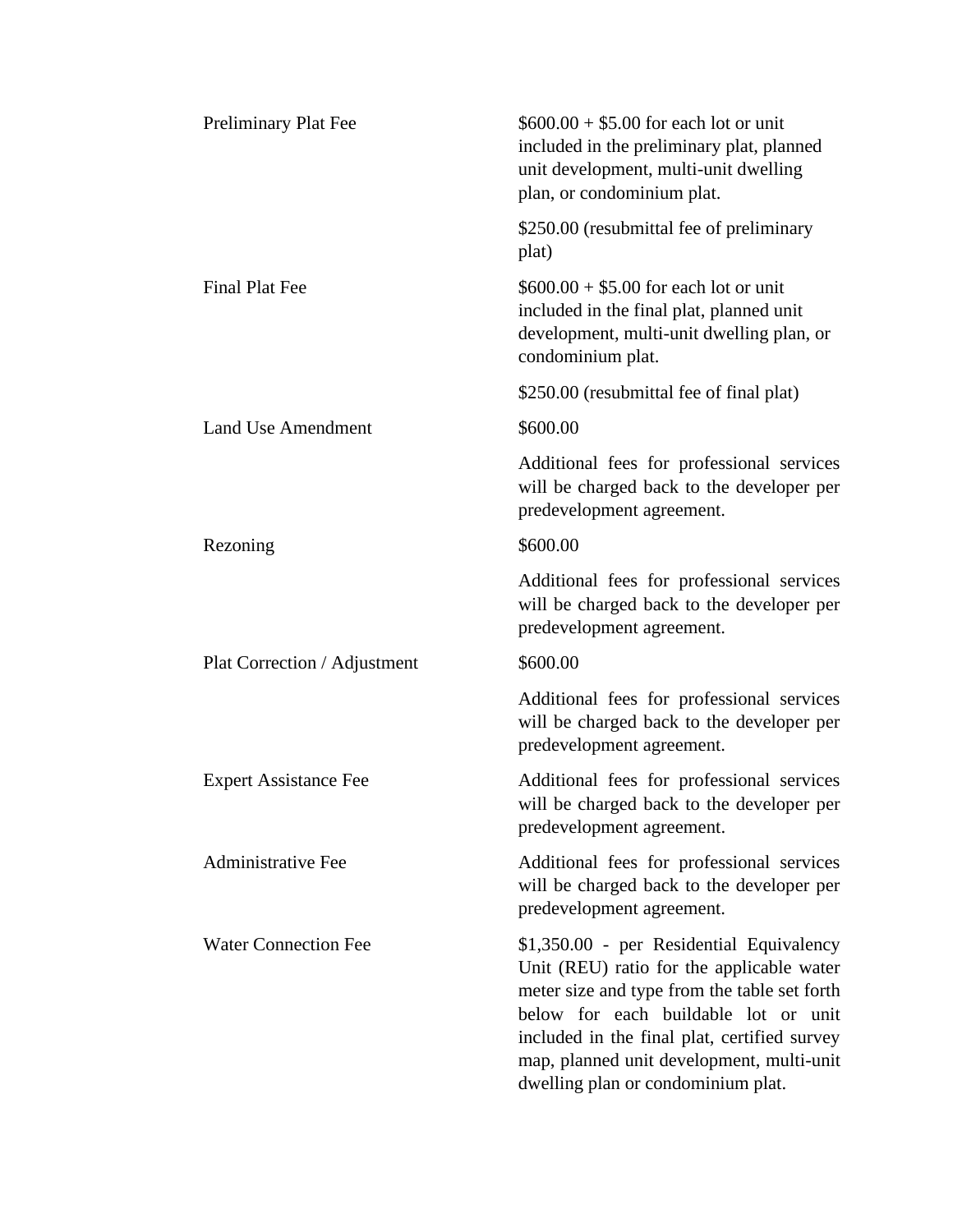| | |
|---|---|
| Preliminary Plat Fee | $600.00 + $5.00 for each lot or unit included in the preliminary plat, planned unit development, multi-unit dwelling plan, or condominium plat. |
| | $250.00 (resubmittal fee of preliminary plat) |
| Final Plat Fee | $600.00 + $5.00 for each lot or unit included in the final plat, planned unit development, multi-unit dwelling plan, or condominium plat. |
| | $250.00 (resubmittal fee of final plat) |
| Land Use Amendment | $600.00 |
| | Additional fees for professional services will be charged back to the developer per predevelopment agreement. |
| Rezoning | $600.00 |
| | Additional fees for professional services will be charged back to the developer per predevelopment agreement. |
| Plat Correction / Adjustment | $600.00 |
| | Additional fees for professional services will be charged back to the developer per predevelopment agreement. |
| Expert Assistance Fee | Additional fees for professional services will be charged back to the developer per predevelopment agreement. |
| Administrative Fee | Additional fees for professional services will be charged back to the developer per predevelopment agreement. |
| Water Connection Fee | $1,350.00 - per Residential Equivalency Unit (REU) ratio for the applicable water meter size and type from the table set forth below for each buildable lot or unit included in the final plat, certified survey map, planned unit development, multi-unit dwelling plan or condominium plat. |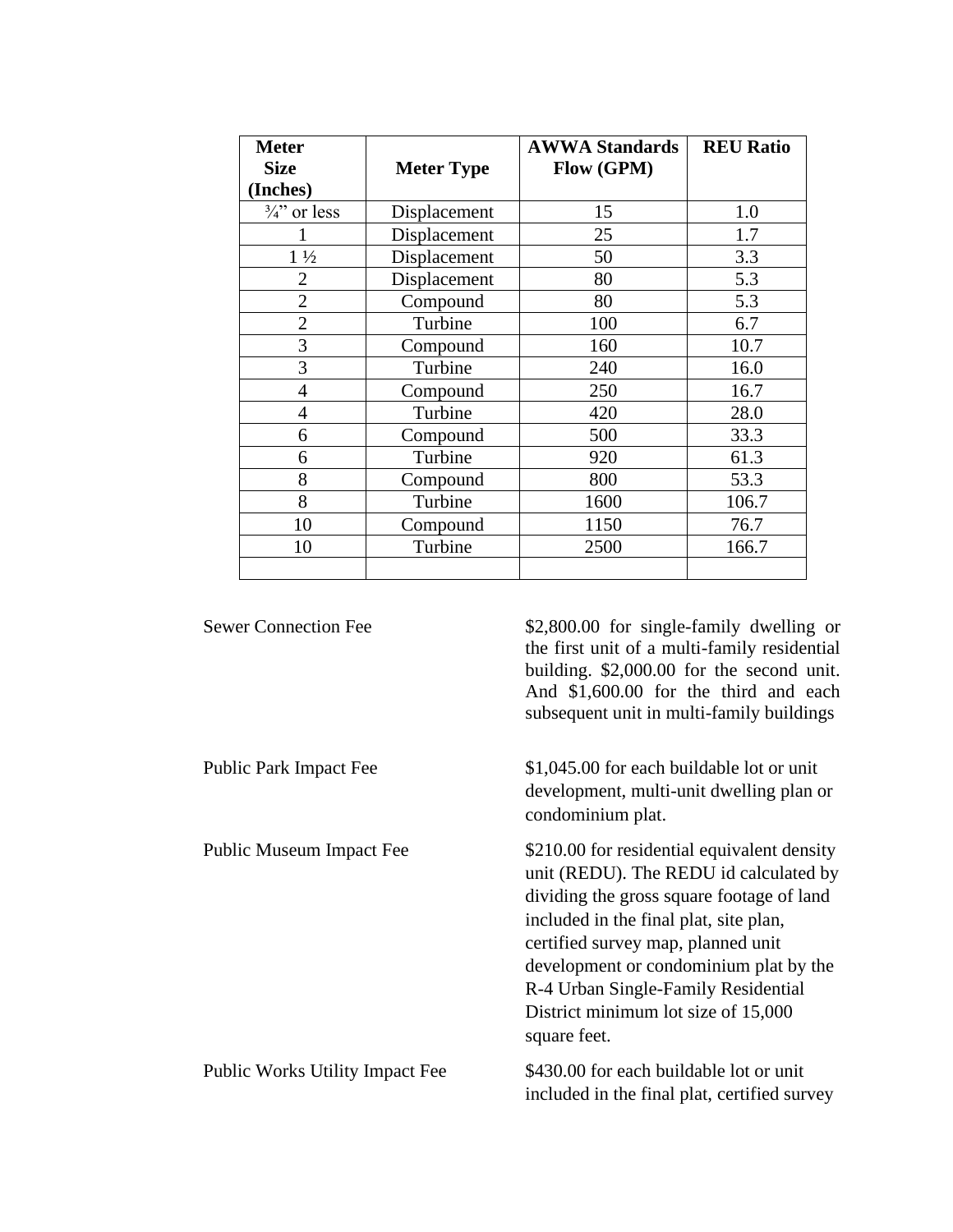| Meter Size (Inches) | Meter Type | AWWA Standards Flow (GPM) | REU Ratio |
|---|---|---|---|
| ¾" or less | Displacement | 15 | 1.0 |
| 1 | Displacement | 25 | 1.7 |
| 1 ½ | Displacement | 50 | 3.3 |
| 2 | Displacement | 80 | 5.3 |
| 2 | Compound | 80 | 5.3 |
| 2 | Turbine | 100 | 6.7 |
| 3 | Compound | 160 | 10.7 |
| 3 | Turbine | 240 | 16.0 |
| 4 | Compound | 250 | 16.7 |
| 4 | Turbine | 420 | 28.0 |
| 6 | Compound | 500 | 33.3 |
| 6 | Turbine | 920 | 61.3 |
| 8 | Compound | 800 | 53.3 |
| 8 | Turbine | 1600 | 106.7 |
| 10 | Compound | 1150 | 76.7 |
| 10 | Turbine | 2500 | 166.7 |
| | | | |

Sewer Connection Fee — $2,800.00 for single-family dwelling or the first unit of a multi-family residential building. $2,000.00 for the second unit. And $1,600.00 for the third and each subsequent unit in multi-family buildings

Public Park Impact Fee — $1,045.00 for each buildable lot or unit development, multi-unit dwelling plan or condominium plat.

Public Museum Impact Fee — $210.00 for residential equivalent density unit (REDU). The REDU id calculated by dividing the gross square footage of land included in the final plat, site plan, certified survey map, planned unit development or condominium plat by the R-4 Urban Single-Family Residential District minimum lot size of 15,000 square feet.

Public Works Utility Impact Fee — $430.00 for each buildable lot or unit included in the final plat, certified survey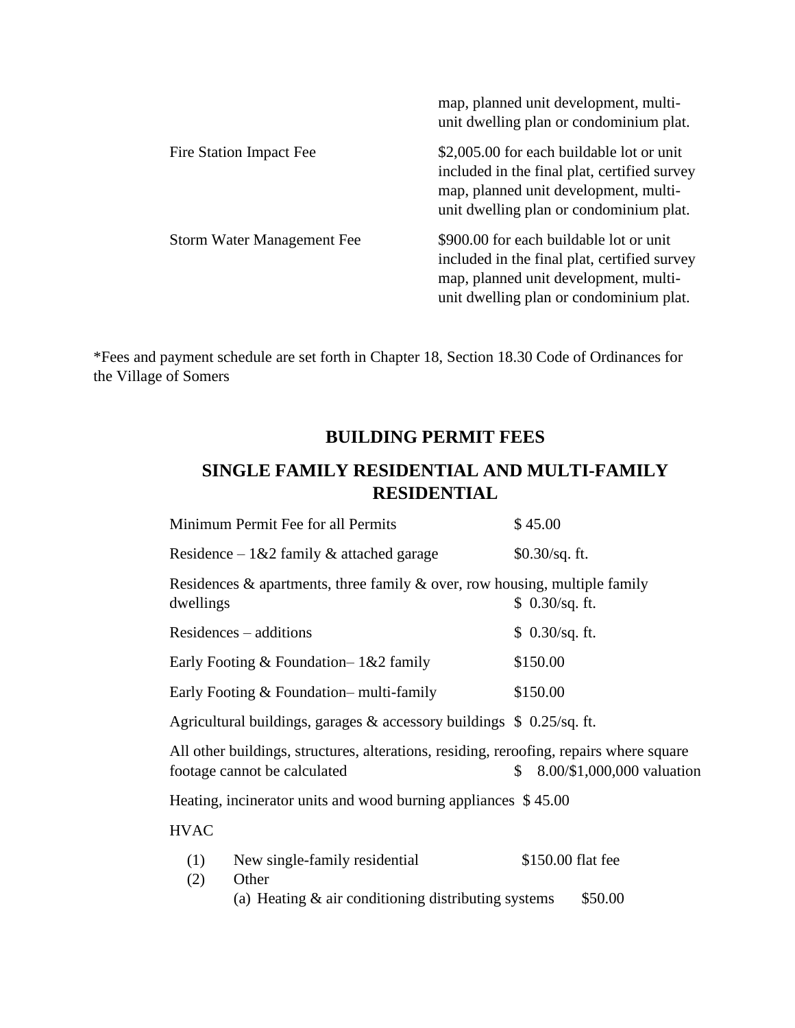| | |
|---|---|
| | map, planned unit development, multi-unit dwelling plan or condominium plat. |
| Fire Station Impact Fee | \$2,005.00 for each buildable lot or unit included in the final plat, certified survey map, planned unit development, multi-unit dwelling plan or condominium plat. |
| Storm Water Management Fee | \$900.00 for each buildable lot or unit included in the final plat, certified survey map, planned unit development, multi-unit dwelling plan or condominium plat. |

*Fees and payment schedule are set forth in Chapter 18, Section 18.30 Code of Ordinances for the Village of Somers

## BUILDING PERMIT FEES

## SINGLE FAMILY RESIDENTIAL AND MULTI-FAMILY RESIDENTIAL

| | |
|---|---|
| Minimum Permit Fee for all Permits | \$ 45.00 |
| Residence – 1&2 family & attached garage | \$0.30/sq. ft. |
| Residences & apartments, three family & over, row housing, multiple family dwellings | \$ 0.30/sq. ft. |
| Residences – additions | \$ 0.30/sq. ft. |
| Early Footing & Foundation– 1&2 family | \$150.00 |
| Early Footing & Foundation– multi-family | \$150.00 |
| Agricultural buildings, garages & accessory buildings | \$ 0.25/sq. ft. |
| All other buildings, structures, alterations, residing, reroofing, repairs where square footage cannot be calculated | \$ 8.00/\$1,000,000 valuation |
| Heating, incinerator units and wood burning appliances | \$ 45.00 |

HVAC

(1) New single-family residential — \$150.00 flat fee

(2) Other

   (a) Heating & air conditioning distributing systems — \$50.00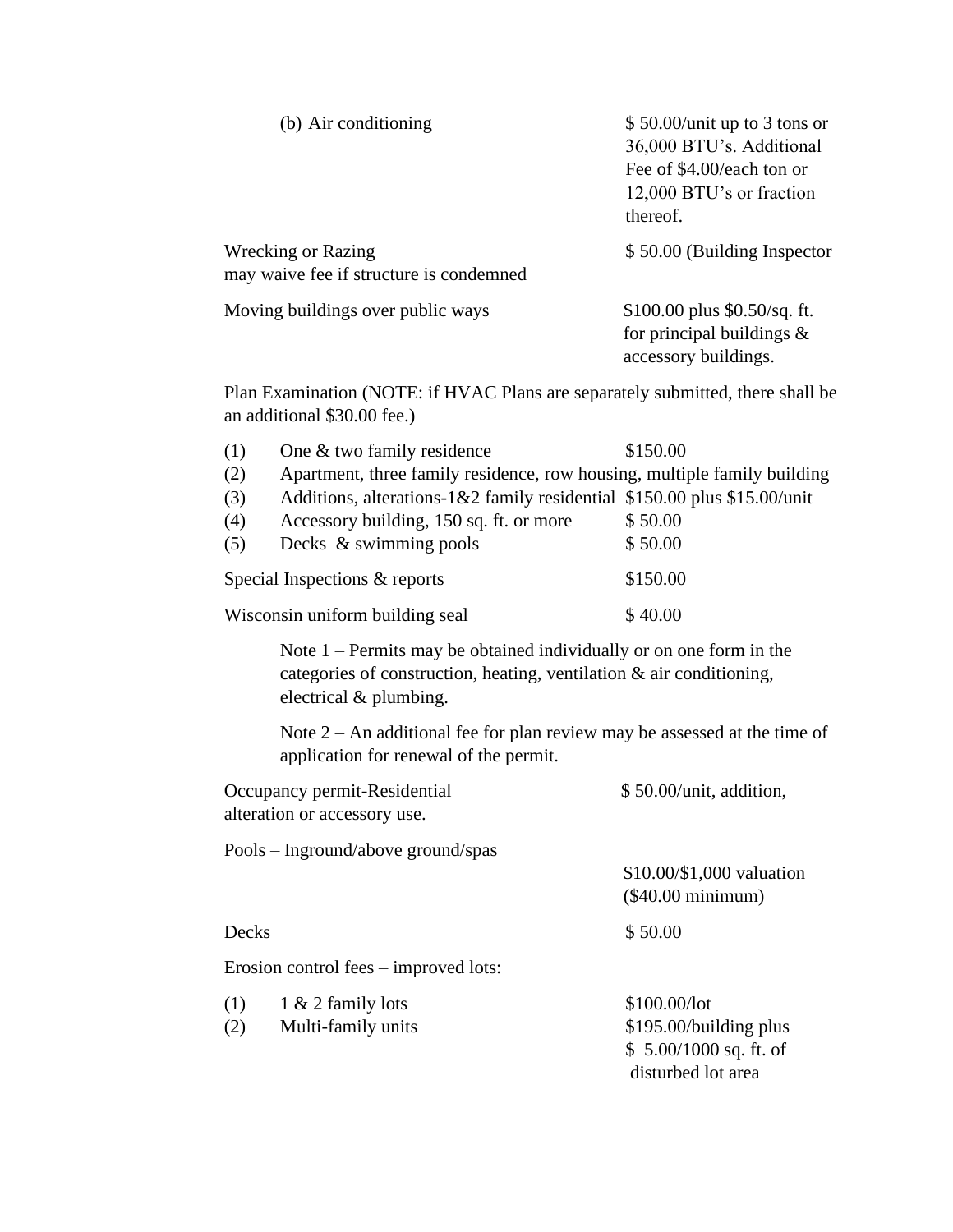| | |
|---|---|
| (b) Air conditioning | $ 50.00/unit up to 3 tons or 36,000 BTU's. Additional Fee of $4.00/each ton or 12,000 BTU's or fraction thereof. |
| Wrecking or Razing may waive fee if structure is condemned | $ 50.00 (Building Inspector |
| Moving buildings over public ways | $100.00 plus $0.50/sq. ft. for principal buildings & accessory buildings. |

Plan Examination (NOTE: if HVAC Plans are separately submitted, there shall be an additional $30.00 fee.)

| | | |
|---|---|---|
| (1) | One & two family residence | $150.00 |
| (2) | Apartment, three family residence, row housing, multiple family building | |
| (3) | Additions, alterations-1&2 family residential | $150.00 plus $15.00/unit |
| (4) | Accessory building, 150 sq. ft. or more | $ 50.00 |
| (5) | Decks & swimming pools | $ 50.00 |

| | |
|---|---|
| Special Inspections & reports | $150.00 |
| Wisconsin uniform building seal | $ 40.00 |

Note 1 – Permits may be obtained individually or on one form in the categories of construction, heating, ventilation & air conditioning, electrical & plumbing.

Note 2 – An additional fee for plan review may be assessed at the time of application for renewal of the permit.

| | |
|---|---|
| Occupancy permit-Residential alteration or accessory use. | $ 50.00/unit, addition, |
| Pools – Inground/above ground/spas | $10.00/$1,000 valuation ($40.00 minimum) |
| Decks | $ 50.00 |

Erosion control fees – improved lots:

| | | |
|---|---|---|
| (1) | 1 & 2 family lots | $100.00/lot |
| (2) | Multi-family units | $195.00/building plus $ 5.00/1000 sq. ft. of disturbed lot area |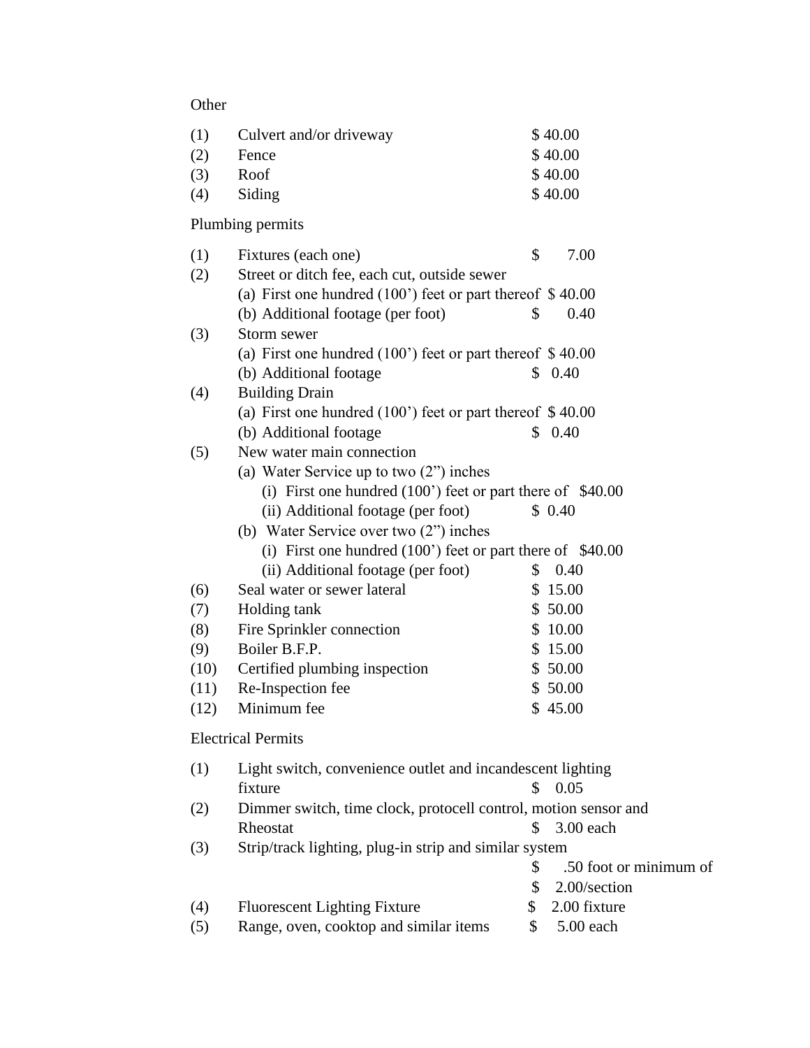Other

| | | |
|---|---|---|
| (1) | Culvert and/or driveway | $ 40.00 |
| (2) | Fence | $ 40.00 |
| (3) | Roof | $ 40.00 |
| (4) | Siding | $ 40.00 |

Plumbing permits

| | | |
|---|---|---|
| (1) | Fixtures (each one) | $ 7.00 |
| (2) | Street or ditch fee, each cut, outside sewer | |
| | (a) First one hundred (100') feet or part thereof | $ 40.00 |
| | (b) Additional footage (per foot) | $ 0.40 |
| (3) | Storm sewer | |
| | (a) First one hundred (100') feet or part thereof | $ 40.00 |
| | (b) Additional footage | $ 0.40 |
| (4) | Building Drain | |
| | (a) First one hundred (100') feet or part thereof | $ 40.00 |
| | (b) Additional footage | $ 0.40 |
| (5) | New water main connection | |
| | (a) Water Service up to two (2") inches | |
| | (i) First one hundred (100') feet or part there of | $40.00 |
| | (ii) Additional footage (per foot) | $ 0.40 |
| | (b) Water Service over two (2") inches | |
| | (i) First one hundred (100') feet or part there of | $40.00 |
| | (ii) Additional footage (per foot) | $ 0.40 |
| (6) | Seal water or sewer lateral | $ 15.00 |
| (7) | Holding tank | $ 50.00 |
| (8) | Fire Sprinkler connection | $ 10.00 |
| (9) | Boiler B.F.P. | $ 15.00 |
| (10) | Certified plumbing inspection | $ 50.00 |
| (11) | Re-Inspection fee | $ 50.00 |
| (12) | Minimum fee | $ 45.00 |

Electrical Permits

| | | |
|---|---|---|
| (1) | Light switch, convenience outlet and incandescent lighting fixture | $ 0.05 |
| (2) | Dimmer switch, time clock, protocell control, motion sensor and Rheostat | $ 3.00 each |
| (3) | Strip/track lighting, plug-in strip and similar system | $ .50 foot or minimum of $ 2.00/section |
| (4) | Fluorescent Lighting Fixture | $ 2.00 fixture |
| (5) | Range, oven, cooktop and similar items | $ 5.00 each |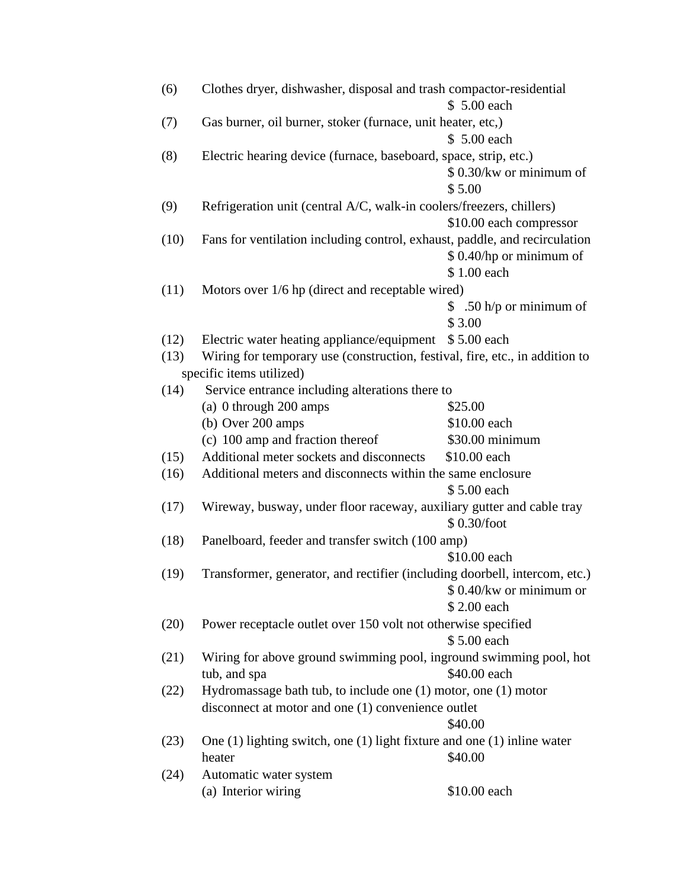(6) Clothes dryer, dishwasher, disposal and trash compactor-residential
$ 5.00 each

(7) Gas burner, oil burner, stoker (furnace, unit heater, etc,)
$ 5.00 each

(8) Electric hearing device (furnace, baseboard, space, strip, etc.)
$ 0.30/kw or minimum of $ 5.00

(9) Refrigeration unit (central A/C, walk-in coolers/freezers, chillers)
$10.00 each compressor

(10) Fans for ventilation including control, exhaust, paddle, and recirculation
$ 0.40/hp or minimum of $ 1.00 each

(11) Motors over 1/6 hp (direct and receptable wired)
$ .50 h/p or minimum of $ 3.00

(12) Electric water heating appliance/equipment $ 5.00 each

(13) Wiring for temporary use (construction, festival, fire, etc., in addition to specific items utilized)

(14) Service entrance including alterations there to
- (a) 0 through 200 amps $25.00
- (b) Over 200 amps $10.00 each
- (c) 100 amp and fraction thereof $30.00 minimum

(15) Additional meter sockets and disconnects $10.00 each

(16) Additional meters and disconnects within the same enclosure
$ 5.00 each

(17) Wireway, busway, under floor raceway, auxiliary gutter and cable tray
$ 0.30/foot

(18) Panelboard, feeder and transfer switch (100 amp)
$10.00 each

(19) Transformer, generator, and rectifier (including doorbell, intercom, etc.)
$ 0.40/kw or minimum or $ 2.00 each

(20) Power receptacle outlet over 150 volt not otherwise specified
$ 5.00 each

(21) Wiring for above ground swimming pool, inground swimming pool, hot tub, and spa $40.00 each

(22) Hydromassage bath tub, to include one (1) motor, one (1) motor disconnect at motor and one (1) convenience outlet
$40.00

(23) One (1) lighting switch, one (1) light fixture and one (1) inline water heater $40.00

(24) Automatic water system
- (a) Interior wiring $10.00 each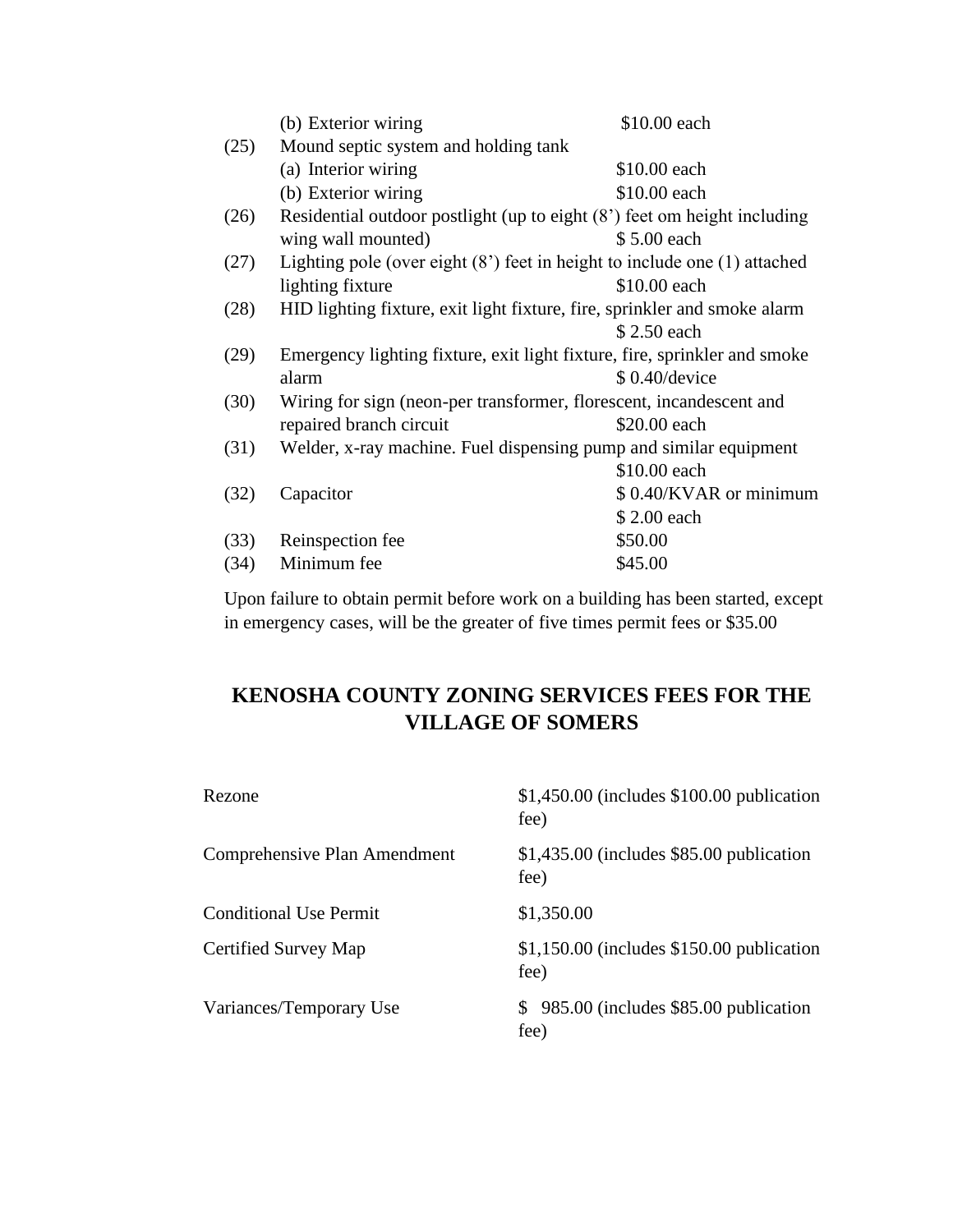(b) Exterior wiring $10.00 each

(25) Mound septic system and holding tank

(a) Interior wiring $10.00 each

(b) Exterior wiring $10.00 each

(26) Residential outdoor postlight (up to eight (8') feet om height including wing wall mounted) $ 5.00 each

(27) Lighting pole (over eight (8') feet in height to include one (1) attached lighting fixture $10.00 each

(28) HID lighting fixture, exit light fixture, fire, sprinkler and smoke alarm $ 2.50 each

(29) Emergency lighting fixture, exit light fixture, fire, sprinkler and smoke alarm $ 0.40/device

(30) Wiring for sign (neon-per transformer, florescent, incandescent and repaired branch circuit $20.00 each

(31) Welder, x-ray machine. Fuel dispensing pump and similar equipment $10.00 each

(32) Capacitor $ 0.40/KVAR or minimum $ 2.00 each

(33) Reinspection fee $50.00

(34) Minimum fee $45.00

Upon failure to obtain permit before work on a building has been started, except in emergency cases, will be the greater of five times permit fees or $35.00

## KENOSHA COUNTY ZONING SERVICES FEES FOR THE VILLAGE OF SOMERS

| | |
|---|---|
| Rezone | $1,450.00 (includes $100.00 publication fee) |
| Comprehensive Plan Amendment | $1,435.00 (includes $85.00 publication fee) |
| Conditional Use Permit | $1,350.00 |
| Certified Survey Map | $1,150.00 (includes $150.00 publication fee) |
| Variances/Temporary Use | $ 985.00 (includes $85.00 publication fee) |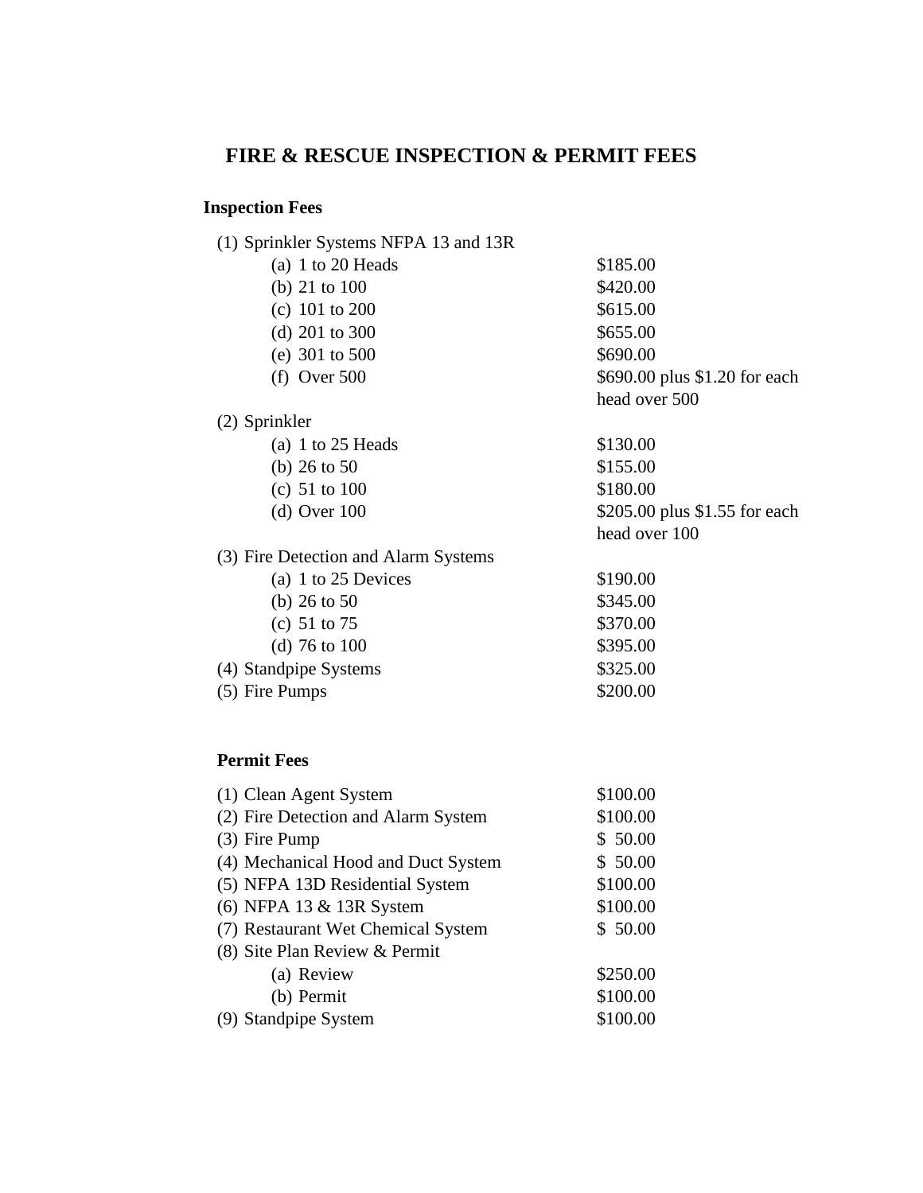# FIRE & RESCUE INSPECTION & PERMIT FEES

## Inspection Fees

| | |
|---|---|
| (1) Sprinkler Systems NFPA 13 and 13R | |
| (a) 1 to 20 Heads | $185.00 |
| (b) 21 to 100 | $420.00 |
| (c) 101 to 200 | $615.00 |
| (d) 201 to 300 | $655.00 |
| (e) 301 to 500 | $690.00 |
| (f) Over 500 | $690.00 plus $1.20 for each head over 500 |
| (2) Sprinkler | |
| (a) 1 to 25 Heads | $130.00 |
| (b) 26 to 50 | $155.00 |
| (c) 51 to 100 | $180.00 |
| (d) Over 100 | $205.00 plus $1.55 for each head over 100 |
| (3) Fire Detection and Alarm Systems | |
| (a) 1 to 25 Devices | $190.00 |
| (b) 26 to 50 | $345.00 |
| (c) 51 to 75 | $370.00 |
| (d) 76 to 100 | $395.00 |
| (4) Standpipe Systems | $325.00 |
| (5) Fire Pumps | $200.00 |

## Permit Fees

| | |
|---|---|
| (1) Clean Agent System | $100.00 |
| (2) Fire Detection and Alarm System | $100.00 |
| (3) Fire Pump | $ 50.00 |
| (4) Mechanical Hood and Duct System | $ 50.00 |
| (5) NFPA 13D Residential System | $100.00 |
| (6) NFPA 13 & 13R System | $100.00 |
| (7) Restaurant Wet Chemical System | $ 50.00 |
| (8) Site Plan Review & Permit | |
| (a) Review | $250.00 |
| (b) Permit | $100.00 |
| (9) Standpipe System | $100.00 |